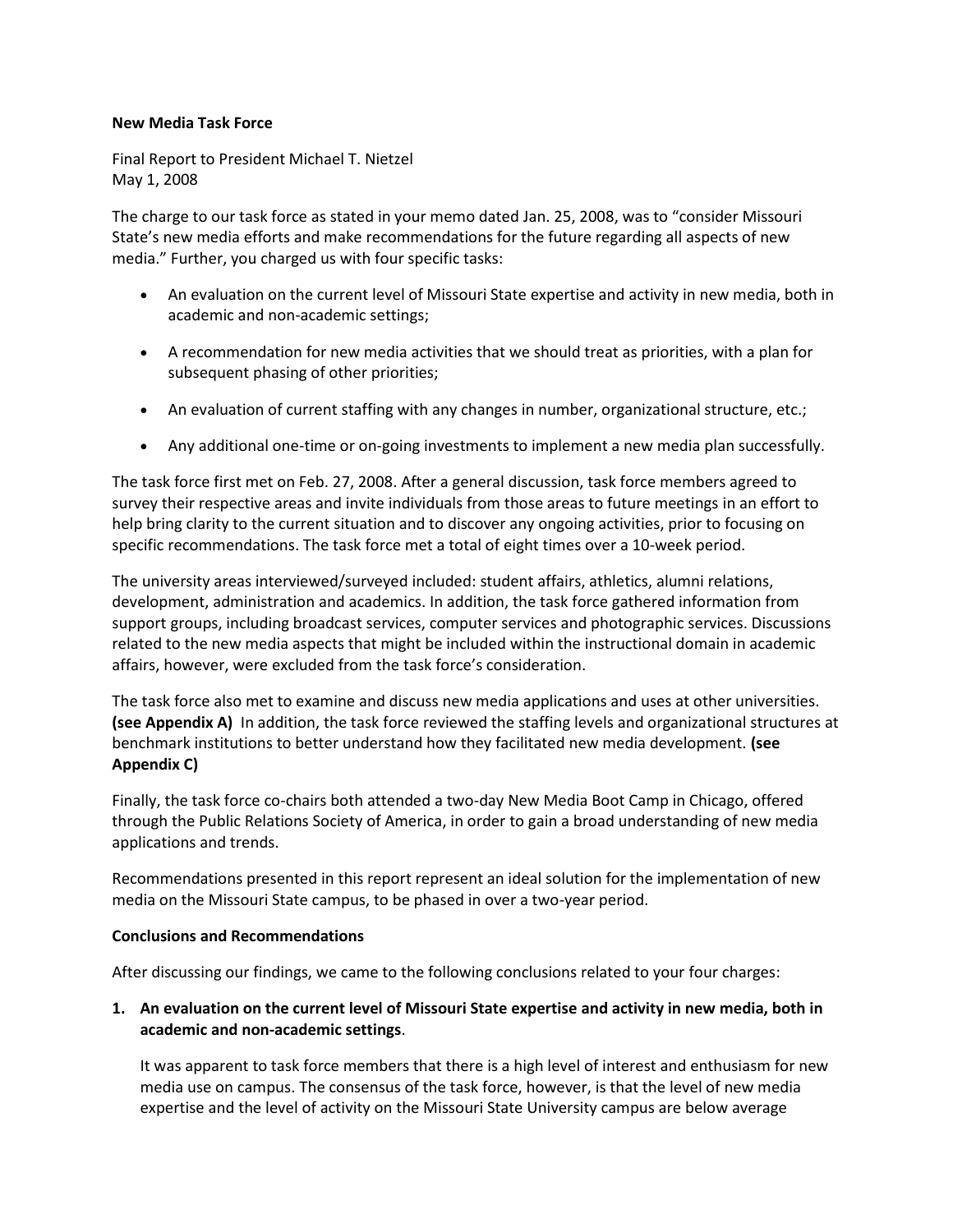**New Media Task Force**

Final Report to President Michael T. Nietzel
May 1, 2008

The charge to our task force as stated in your memo dated Jan. 25, 2008, was to "consider Missouri State's new media efforts and make recommendations for the future regarding all aspects of new media." Further, you charged us with four specific tasks:

- An evaluation on the current level of Missouri State expertise and activity in new media, both in academic and non-academic settings;
- A recommendation for new media activities that we should treat as priorities, with a plan for subsequent phasing of other priorities;
- An evaluation of current staffing with any changes in number, organizational structure, etc.;
- Any additional one-time or on-going investments to implement a new media plan successfully.

The task force first met on Feb. 27, 2008. After a general discussion, task force members agreed to survey their respective areas and invite individuals from those areas to future meetings in an effort to help bring clarity to the current situation and to discover any ongoing activities, prior to focusing on specific recommendations. The task force met a total of eight times over a 10-week period.

The university areas interviewed/surveyed included: student affairs, athletics, alumni relations, development, administration and academics. In addition, the task force gathered information from support groups, including broadcast services, computer services and photographic services. Discussions related to the new media aspects that might be included within the instructional domain in academic affairs, however, were excluded from the task force's consideration.

The task force also met to examine and discuss new media applications and uses at other universities. **(see Appendix A)** In addition, the task force reviewed the staffing levels and organizational structures at benchmark institutions to better understand how they facilitated new media development. **(see Appendix C)**

Finally, the task force co-chairs both attended a two-day New Media Boot Camp in Chicago, offered through the Public Relations Society of America, in order to gain a broad understanding of new media applications and trends.

Recommendations presented in this report represent an ideal solution for the implementation of new media on the Missouri State campus, to be phased in over a two-year period.

**Conclusions and Recommendations**

After discussing our findings, we came to the following conclusions related to your four charges:

1. **An evaluation on the current level of Missouri State expertise and activity in new media, both in academic and non-academic settings**.

   It was apparent to task force members that there is a high level of interest and enthusiasm for new media use on campus. The consensus of the task force, however, is that the level of new media expertise and the level of activity on the Missouri State University campus are below average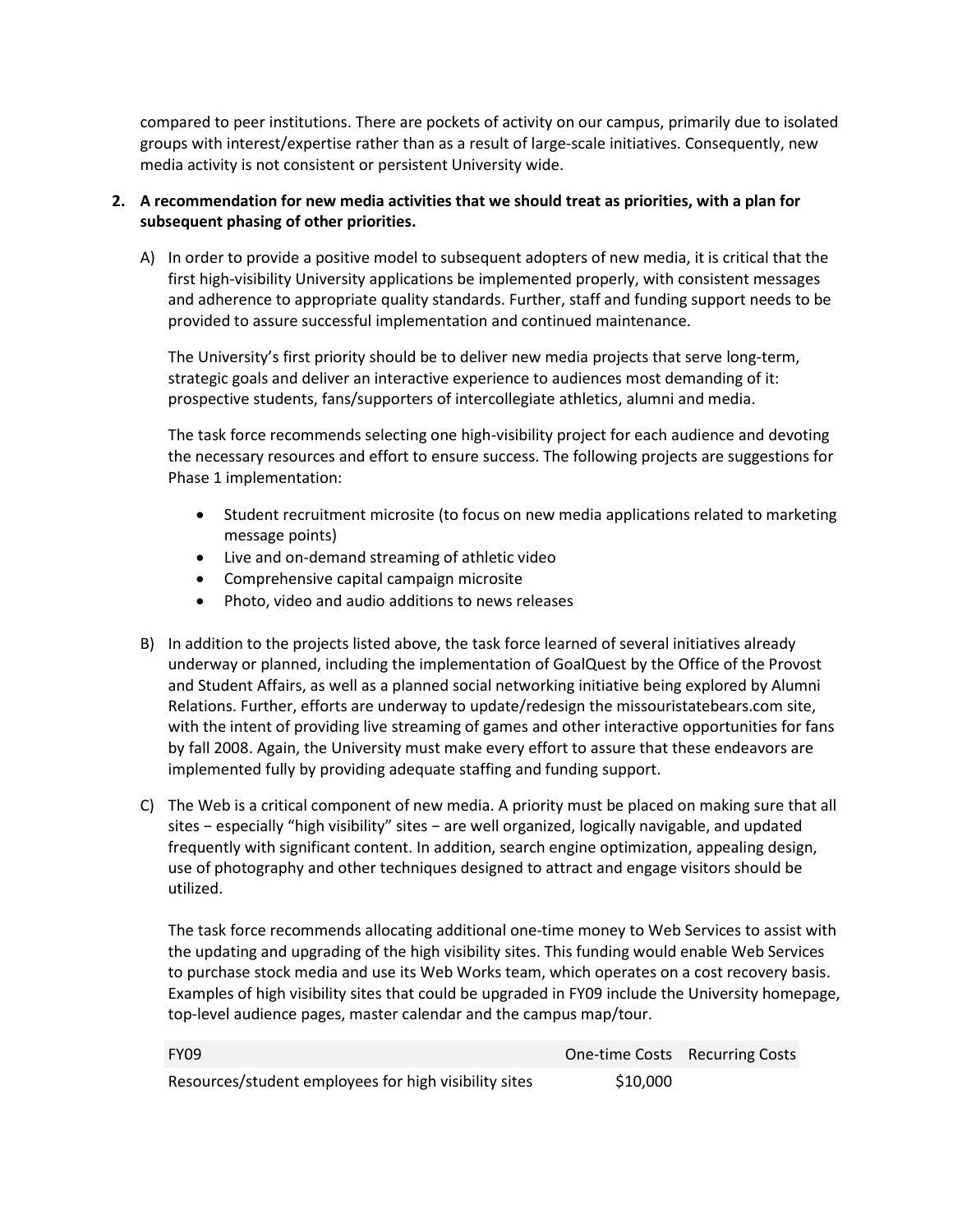compared to peer institutions. There are pockets of activity on our campus, primarily due to isolated groups with interest/expertise rather than as a result of large-scale initiatives. Consequently, new media activity is not consistent or persistent University wide.

2. **A recommendation for new media activities that we should treat as priorities, with a plan for subsequent phasing of other priorities.**

   A) In order to provide a positive model to subsequent adopters of new media, it is critical that the first high-visibility University applications be implemented properly, with consistent messages and adherence to appropriate quality standards. Further, staff and funding support needs to be provided to assure successful implementation and continued maintenance.

   The University's first priority should be to deliver new media projects that serve long-term, strategic goals and deliver an interactive experience to audiences most demanding of it: prospective students, fans/supporters of intercollegiate athletics, alumni and media.

   The task force recommends selecting one high-visibility project for each audience and devoting the necessary resources and effort to ensure success. The following projects are suggestions for Phase 1 implementation:

   - Student recruitment microsite (to focus on new media applications related to marketing message points)
   - Live and on-demand streaming of athletic video
   - Comprehensive capital campaign microsite
   - Photo, video and audio additions to news releases

   B) In addition to the projects listed above, the task force learned of several initiatives already underway or planned, including the implementation of GoalQuest by the Office of the Provost and Student Affairs, as well as a planned social networking initiative being explored by Alumni Relations. Further, efforts are underway to update/redesign the missouristatebears.com site, with the intent of providing live streaming of games and other interactive opportunities for fans by fall 2008. Again, the University must make every effort to assure that these endeavors are implemented fully by providing adequate staffing and funding support.

   C) The Web is a critical component of new media. A priority must be placed on making sure that all sites − especially "high visibility" sites − are well organized, logically navigable, and updated frequently with significant content. In addition, search engine optimization, appealing design, use of photography and other techniques designed to attract and engage visitors should be utilized.

   The task force recommends allocating additional one-time money to Web Services to assist with the updating and upgrading of the high visibility sites. This funding would enable Web Services to purchase stock media and use its Web Works team, which operates on a cost recovery basis. Examples of high visibility sites that could be upgraded in FY09 include the University homepage, top-level audience pages, master calendar and the campus map/tour.

| FY09 | One-time Costs | Recurring Costs |
|---|---|---|
| Resources/student employees for high visibility sites | $10,000 | |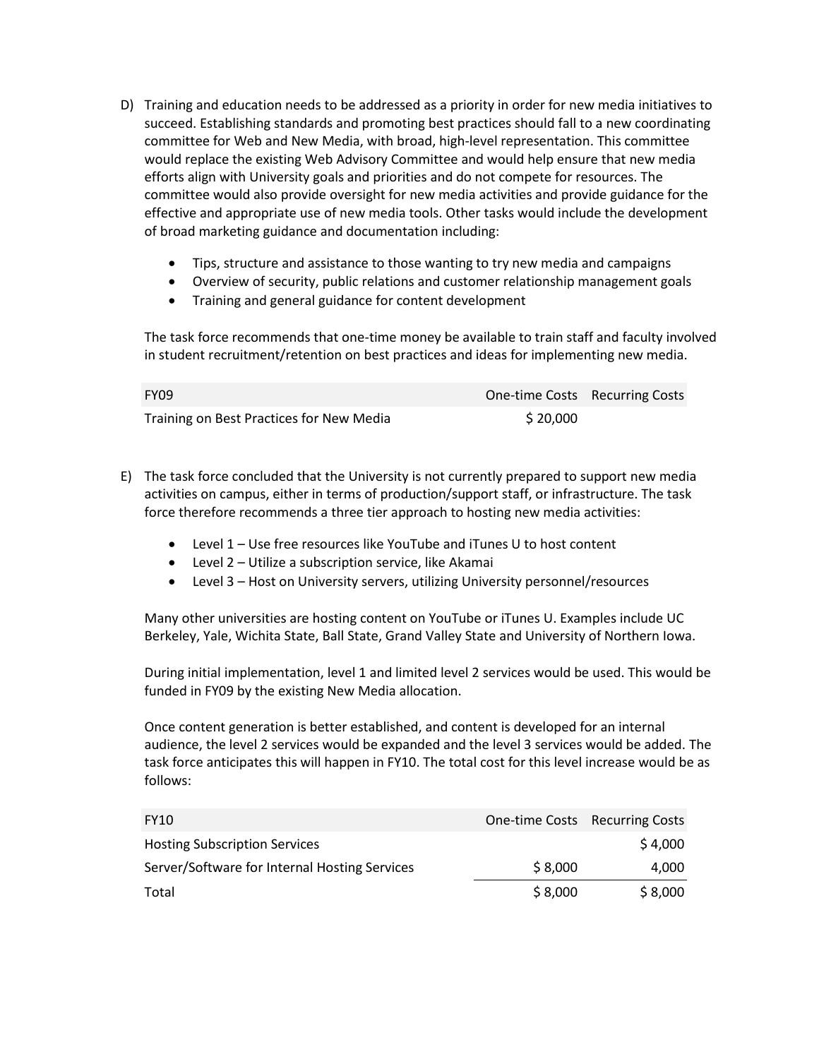D) Training and education needs to be addressed as a priority in order for new media initiatives to succeed. Establishing standards and promoting best practices should fall to a new coordinating committee for Web and New Media, with broad, high-level representation. This committee would replace the existing Web Advisory Committee and would help ensure that new media efforts align with University goals and priorities and do not compete for resources. The committee would also provide oversight for new media activities and provide guidance for the effective and appropriate use of new media tools. Other tasks would include the development of broad marketing guidance and documentation including:

- Tips, structure and assistance to those wanting to try new media and campaigns
- Overview of security, public relations and customer relationship management goals
- Training and general guidance for content development

The task force recommends that one-time money be available to train staff and faculty involved in student recruitment/retention on best practices and ideas for implementing new media.

| FY09 | One-time Costs | Recurring Costs |
|---|---|---|
| Training on Best Practices for New Media | $ 20,000 | |

E) The task force concluded that the University is not currently prepared to support new media activities on campus, either in terms of production/support staff, or infrastructure. The task force therefore recommends a three tier approach to hosting new media activities:

- Level 1 – Use free resources like YouTube and iTunes U to host content
- Level 2 – Utilize a subscription service, like Akamai
- Level 3 – Host on University servers, utilizing University personnel/resources

Many other universities are hosting content on YouTube or iTunes U. Examples include UC Berkeley, Yale, Wichita State, Ball State, Grand Valley State and University of Northern Iowa.

During initial implementation, level 1 and limited level 2 services would be used. This would be funded in FY09 by the existing New Media allocation.

Once content generation is better established, and content is developed for an internal audience, the level 2 services would be expanded and the level 3 services would be added. The task force anticipates this will happen in FY10. The total cost for this level increase would be as follows:

| FY10 | One-time Costs | Recurring Costs |
|---|---|---|
| Hosting Subscription Services | | $ 4,000 |
| Server/Software for Internal Hosting Services | $ 8,000 | 4,000 |
| Total | $ 8,000 | $ 8,000 |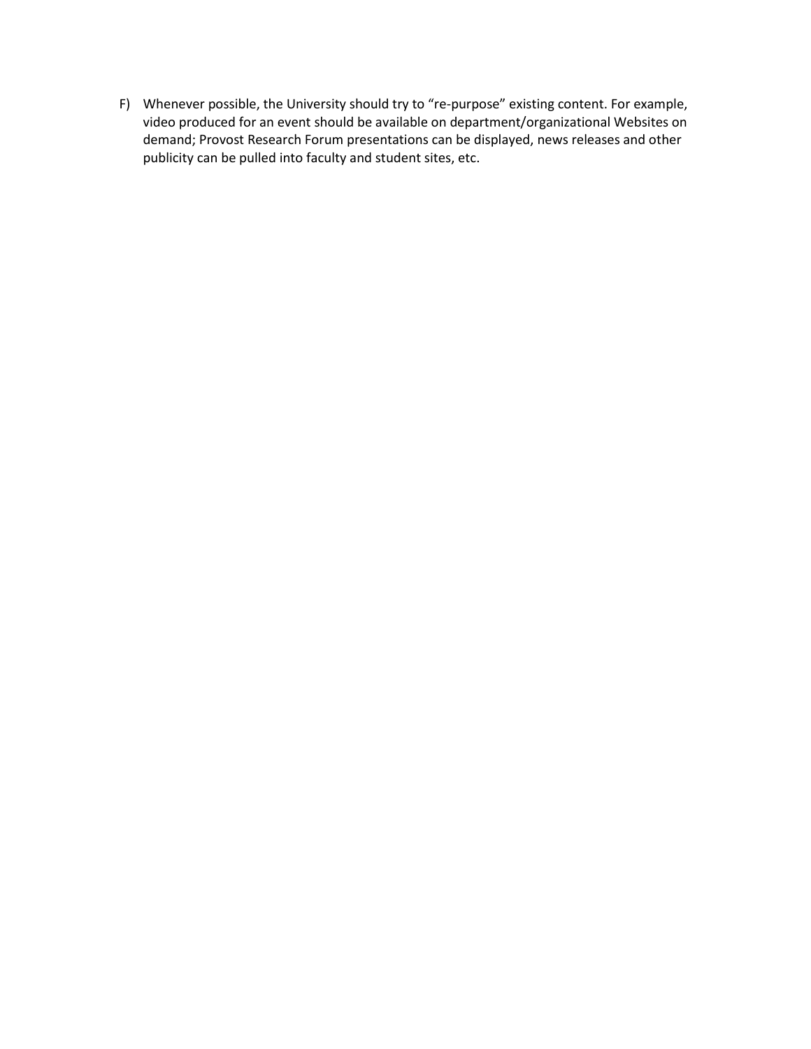F) Whenever possible, the University should try to "re-purpose" existing content. For example, video produced for an event should be available on department/organizational Websites on demand; Provost Research Forum presentations can be displayed, news releases and other publicity can be pulled into faculty and student sites, etc.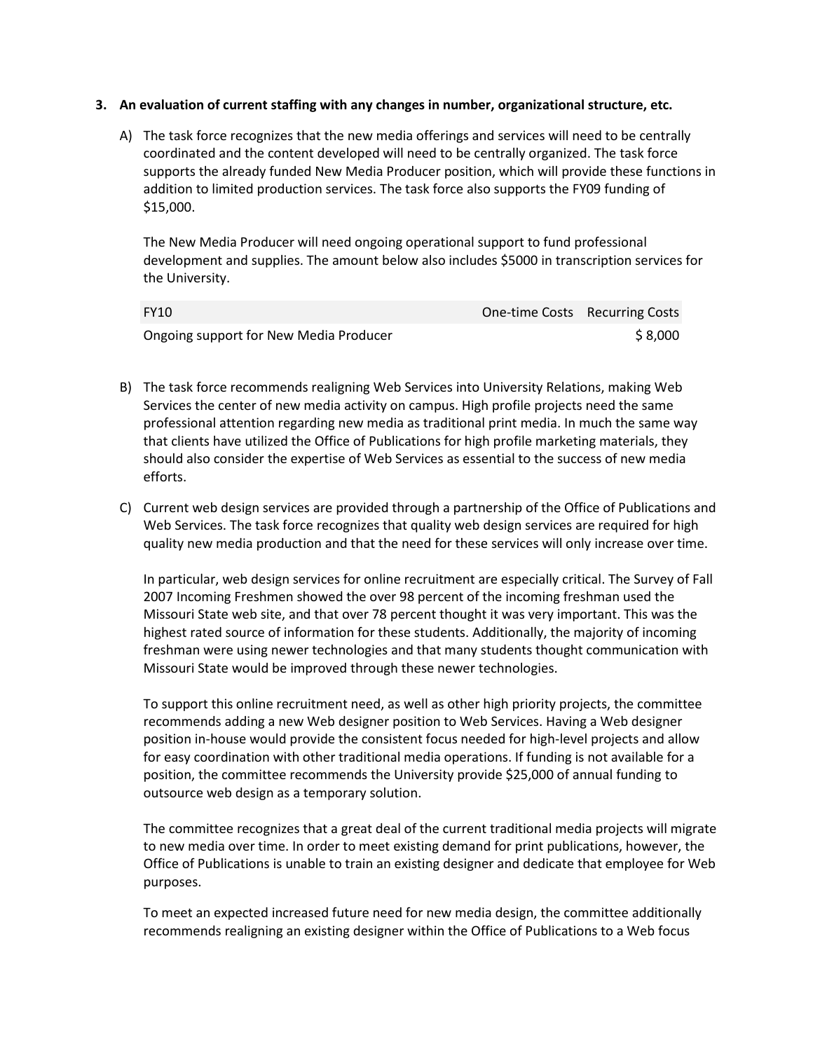**3. An evaluation of current staffing with any changes in number, organizational structure, etc.**

A) The task force recognizes that the new media offerings and services will need to be centrally coordinated and the content developed will need to be centrally organized. The task force supports the already funded New Media Producer position, which will provide these functions in addition to limited production services. The task force also supports the FY09 funding of $15,000.

The New Media Producer will need ongoing operational support to fund professional development and supplies. The amount below also includes $5000 in transcription services for the University.

| FY10 | One-time Costs | Recurring Costs |
| --- | --- | --- |
| Ongoing support for New Media Producer | | $ 8,000 |

B) The task force recommends realigning Web Services into University Relations, making Web Services the center of new media activity on campus. High profile projects need the same professional attention regarding new media as traditional print media. In much the same way that clients have utilized the Office of Publications for high profile marketing materials, they should also consider the expertise of Web Services as essential to the success of new media efforts.

C) Current web design services are provided through a partnership of the Office of Publications and Web Services. The task force recognizes that quality web design services are required for high quality new media production and that the need for these services will only increase over time.

In particular, web design services for online recruitment are especially critical. The Survey of Fall 2007 Incoming Freshmen showed the over 98 percent of the incoming freshman used the Missouri State web site, and that over 78 percent thought it was very important. This was the highest rated source of information for these students. Additionally, the majority of incoming freshman were using newer technologies and that many students thought communication with Missouri State would be improved through these newer technologies.

To support this online recruitment need, as well as other high priority projects, the committee recommends adding a new Web designer position to Web Services. Having a Web designer position in-house would provide the consistent focus needed for high-level projects and allow for easy coordination with other traditional media operations. If funding is not available for a position, the committee recommends the University provide $25,000 of annual funding to outsource web design as a temporary solution.

The committee recognizes that a great deal of the current traditional media projects will migrate to new media over time. In order to meet existing demand for print publications, however, the Office of Publications is unable to train an existing designer and dedicate that employee for Web purposes.

To meet an expected increased future need for new media design, the committee additionally recommends realigning an existing designer within the Office of Publications to a Web focus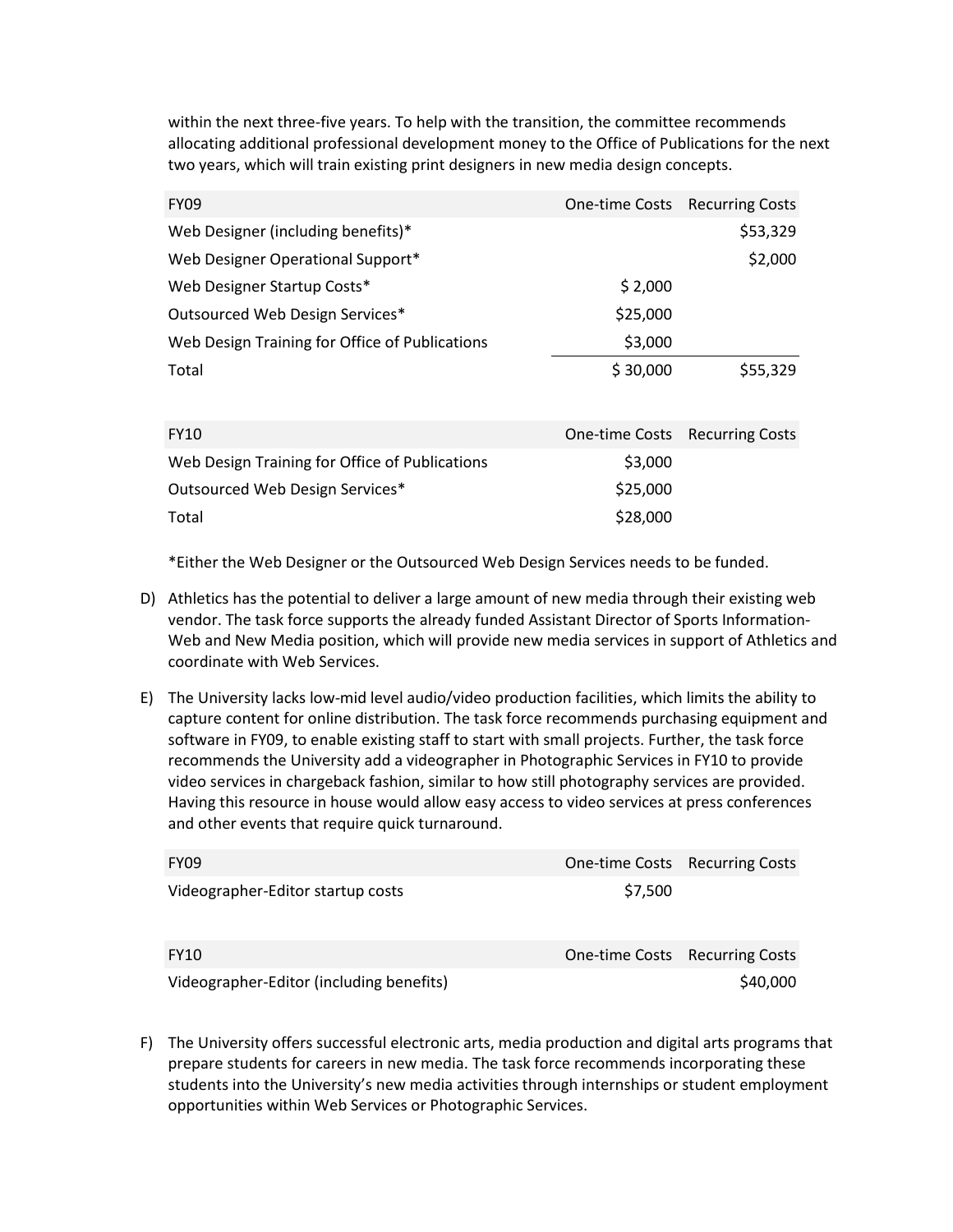within the next three-five years. To help with the transition, the committee recommends allocating additional professional development money to the Office of Publications for the next two years, which will train existing print designers in new media design concepts.

| FY09 | One-time Costs | Recurring Costs |
|---|---|---|
| Web Designer (including benefits)* | | $53,329 |
| Web Designer Operational Support* | | $2,000 |
| Web Designer Startup Costs* | $ 2,000 | |
| Outsourced Web Design Services* | $25,000 | |
| Web Design Training for Office of Publications | $3,000 | |
| Total | $ 30,000 | $55,329 |

| FY10 | One-time Costs | Recurring Costs |
|---|---|---|
| Web Design Training for Office of Publications | $3,000 | |
| Outsourced Web Design Services* | $25,000 | |
| Total | $28,000 | |

*Either the Web Designer or the Outsourced Web Design Services needs to be funded.

D) Athletics has the potential to deliver a large amount of new media through their existing web vendor. The task force supports the already funded Assistant Director of Sports Information-Web and New Media position, which will provide new media services in support of Athletics and coordinate with Web Services.

E) The University lacks low-mid level audio/video production facilities, which limits the ability to capture content for online distribution. The task force recommends purchasing equipment and software in FY09, to enable existing staff to start with small projects. Further, the task force recommends the University add a videographer in Photographic Services in FY10 to provide video services in chargeback fashion, similar to how still photography services are provided. Having this resource in house would allow easy access to video services at press conferences and other events that require quick turnaround.

| FY09 | One-time Costs | Recurring Costs |
|---|---|---|
| Videographer-Editor startup costs | $7,500 | |

| FY10 | One-time Costs | Recurring Costs |
|---|---|---|
| Videographer-Editor (including benefits) | | $40,000 |

F) The University offers successful electronic arts, media production and digital arts programs that prepare students for careers in new media. The task force recommends incorporating these students into the University's new media activities through internships or student employment opportunities within Web Services or Photographic Services.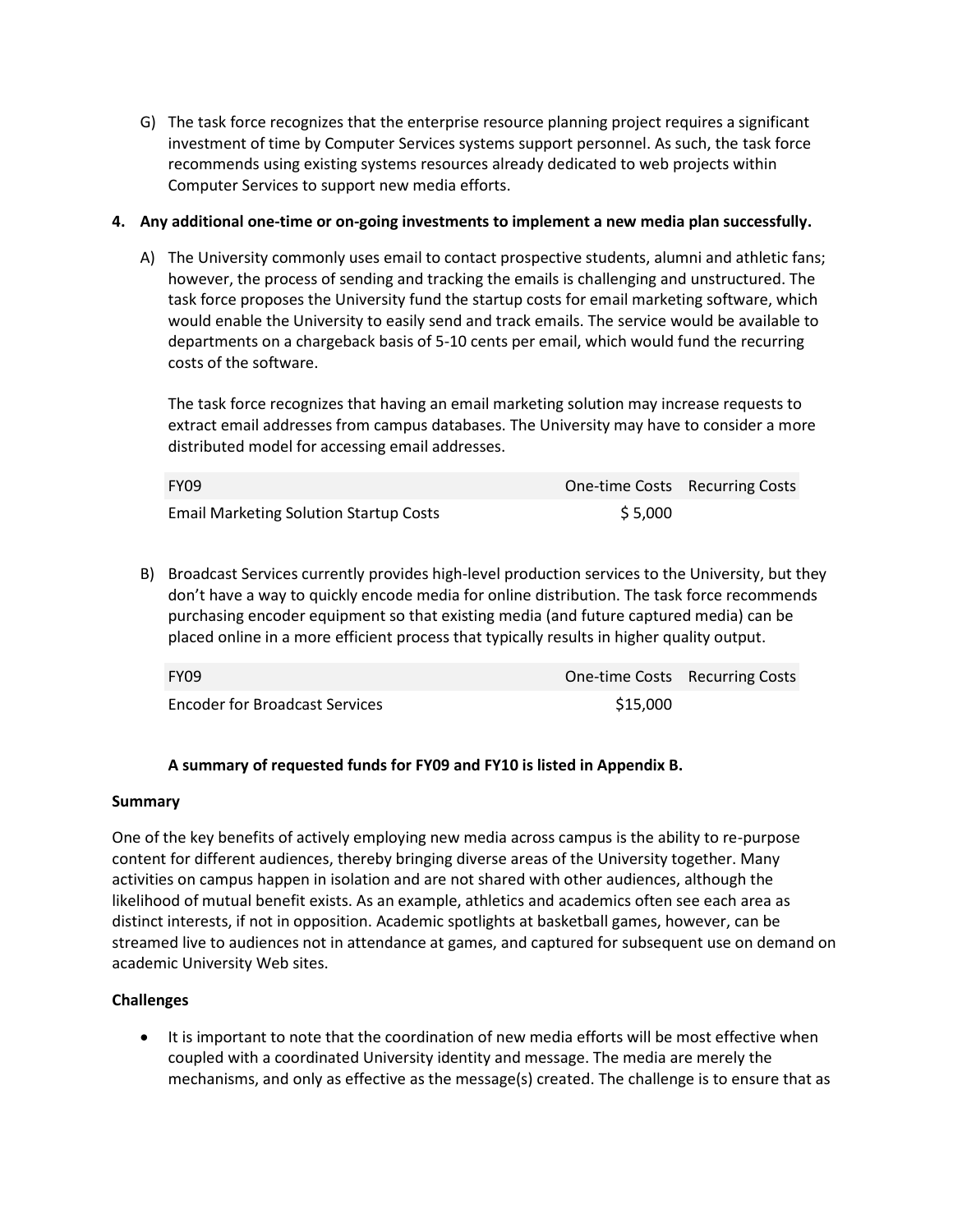G) The task force recognizes that the enterprise resource planning project requires a significant investment of time by Computer Services systems support personnel. As such, the task force recommends using existing systems resources already dedicated to web projects within Computer Services to support new media efforts.

**4. Any additional one-time or on-going investments to implement a new media plan successfully.**

A) The University commonly uses email to contact prospective students, alumni and athletic fans; however, the process of sending and tracking the emails is challenging and unstructured. The task force proposes the University fund the startup costs for email marketing software, which would enable the University to easily send and track emails. The service would be available to departments on a chargeback basis of 5-10 cents per email, which would fund the recurring costs of the software.

The task force recognizes that having an email marketing solution may increase requests to extract email addresses from campus databases. The University may have to consider a more distributed model for accessing email addresses.

| FY09 | One-time Costs | Recurring Costs |
|---|---|---|
| Email Marketing Solution Startup Costs | $ 5,000 | |

B) Broadcast Services currently provides high-level production services to the University, but they don't have a way to quickly encode media for online distribution. The task force recommends purchasing encoder equipment so that existing media (and future captured media) can be placed online in a more efficient process that typically results in higher quality output.

| FY09 | One-time Costs | Recurring Costs |
|---|---|---|
| Encoder for Broadcast Services | $15,000 | |

**A summary of requested funds for FY09 and FY10 is listed in Appendix B.**

**Summary**

One of the key benefits of actively employing new media across campus is the ability to re-purpose content for different audiences, thereby bringing diverse areas of the University together. Many activities on campus happen in isolation and are not shared with other audiences, although the likelihood of mutual benefit exists. As an example, athletics and academics often see each area as distinct interests, if not in opposition. Academic spotlights at basketball games, however, can be streamed live to audiences not in attendance at games, and captured for subsequent use on demand on academic University Web sites.

**Challenges**

- It is important to note that the coordination of new media efforts will be most effective when coupled with a coordinated University identity and message. The media are merely the mechanisms, and only as effective as the message(s) created. The challenge is to ensure that as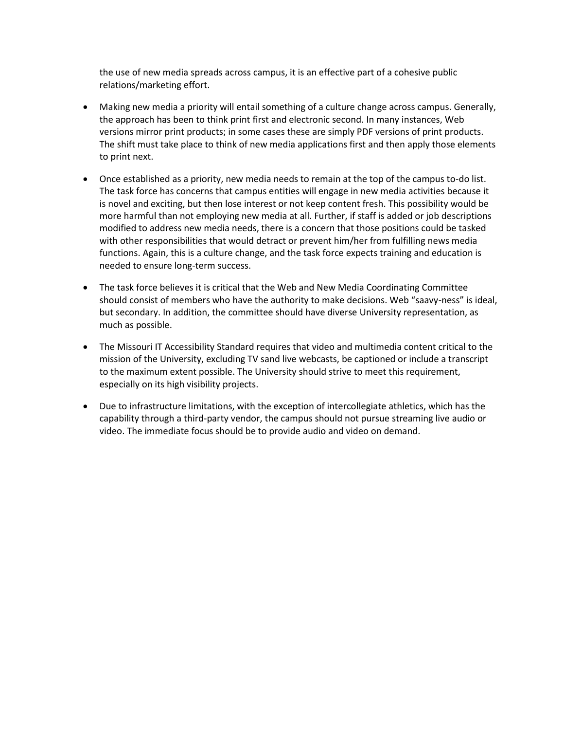the use of new media spreads across campus, it is an effective part of a cohesive public relations/marketing effort.

- Making new media a priority will entail something of a culture change across campus. Generally, the approach has been to think print first and electronic second. In many instances, Web versions mirror print products; in some cases these are simply PDF versions of print products. The shift must take place to think of new media applications first and then apply those elements to print next.

- Once established as a priority, new media needs to remain at the top of the campus to-do list. The task force has concerns that campus entities will engage in new media activities because it is novel and exciting, but then lose interest or not keep content fresh. This possibility would be more harmful than not employing new media at all. Further, if staff is added or job descriptions modified to address new media needs, there is a concern that those positions could be tasked with other responsibilities that would detract or prevent him/her from fulfilling news media functions. Again, this is a culture change, and the task force expects training and education is needed to ensure long-term success.

- The task force believes it is critical that the Web and New Media Coordinating Committee should consist of members who have the authority to make decisions. Web "saavy-ness" is ideal, but secondary. In addition, the committee should have diverse University representation, as much as possible.

- The Missouri IT Accessibility Standard requires that video and multimedia content critical to the mission of the University, excluding TV sand live webcasts, be captioned or include a transcript to the maximum extent possible. The University should strive to meet this requirement, especially on its high visibility projects.

- Due to infrastructure limitations, with the exception of intercollegiate athletics, which has the capability through a third-party vendor, the campus should not pursue streaming live audio or video. The immediate focus should be to provide audio and video on demand.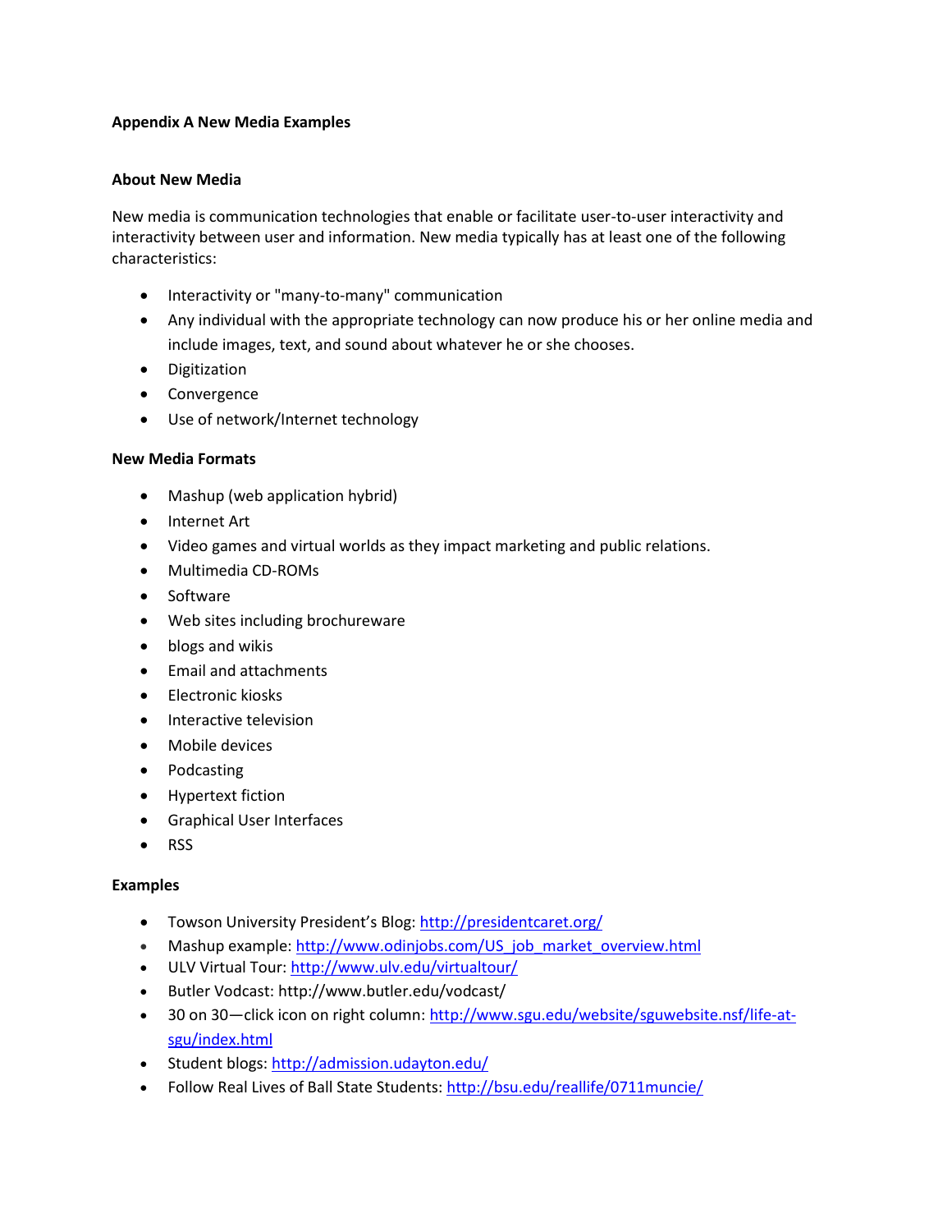**Appendix A New Media Examples**

**About New Media**

New media is communication technologies that enable or facilitate user-to-user interactivity and interactivity between user and information. New media typically has at least one of the following characteristics:

- Interactivity or "many-to-many" communication
- Any individual with the appropriate technology can now produce his or her online media and include images, text, and sound about whatever he or she chooses.
- Digitization
- Convergence
- Use of network/Internet technology

**New Media Formats**

- Mashup (web application hybrid)
- Internet Art
- Video games and virtual worlds as they impact marketing and public relations.
- Multimedia CD-ROMs
- Software
- Web sites including brochureware
- blogs and wikis
- Email and attachments
- Electronic kiosks
- Interactive television
- Mobile devices
- Podcasting
- Hypertext fiction
- Graphical User Interfaces
- RSS

**Examples**

- Towson University President's Blog: http://presidentcaret.org/
- Mashup example: http://www.odinjobs.com/US_job_market_overview.html
- ULV Virtual Tour: http://www.ulv.edu/virtualtour/
- Butler Vodcast: http://www.butler.edu/vodcast/
- 30 on 30—click icon on right column: http://www.sgu.edu/website/sguwebsite.nsf/life-at-sgu/index.html
- Student blogs: http://admission.udayton.edu/
- Follow Real Lives of Ball State Students: http://bsu.edu/reallife/0711muncie/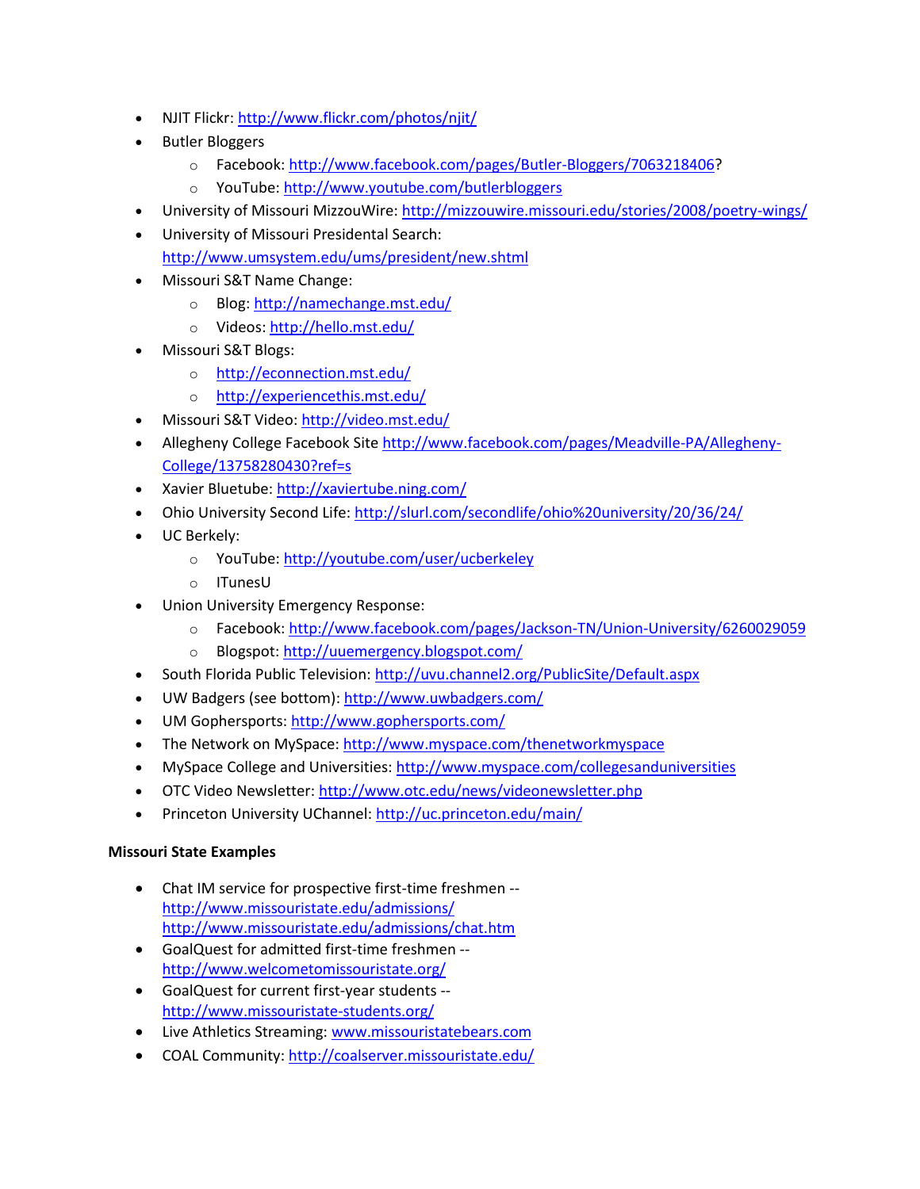- NJIT Flickr: http://www.flickr.com/photos/njit/
- Butler Bloggers
  - Facebook: http://www.facebook.com/pages/Butler-Bloggers/7063218406?
  - YouTube: http://www.youtube.com/butlerbloggers
- University of Missouri MizzouWire: http://mizzouwire.missouri.edu/stories/2008/poetry-wings/
- University of Missouri Presidental Search: http://www.umsystem.edu/ums/president/new.shtml
- Missouri S&T Name Change:
  - Blog: http://namechange.mst.edu/
  - Videos: http://hello.mst.edu/
- Missouri S&T Blogs:
  - http://econnection.mst.edu/
  - http://experiencethis.mst.edu/
- Missouri S&T Video: http://video.mst.edu/
- Allegheny College Facebook Site http://www.facebook.com/pages/Meadville-PA/Allegheny-College/13758280430?ref=s
- Xavier Bluetube: http://xaviertube.ning.com/
- Ohio University Second Life: http://slurl.com/secondlife/ohio%20university/20/36/24/
- UC Berkely:
  - YouTube: http://youtube.com/user/ucberkeley
  - ITunesU
- Union University Emergency Response:
  - Facebook: http://www.facebook.com/pages/Jackson-TN/Union-University/6260029059
  - Blogspot: http://uuemergency.blogspot.com/
- South Florida Public Television: http://uvu.channel2.org/PublicSite/Default.aspx
- UW Badgers (see bottom): http://www.uwbadgers.com/
- UM Gophersports: http://www.gophersports.com/
- The Network on MySpace: http://www.myspace.com/thenetworkmyspace
- MySpace College and Universities: http://www.myspace.com/collegesanduniversities
- OTC Video Newsletter: http://www.otc.edu/news/videonewsletter.php
- Princeton University UChannel: http://uc.princeton.edu/main/

**Missouri State Examples**

- Chat IM service for prospective first-time freshmen -- http://www.missouristate.edu/admissions/ http://www.missouristate.edu/admissions/chat.htm
- GoalQuest for admitted first-time freshmen -- http://www.welcometomissouristate.org/
- GoalQuest for current first-year students -- http://www.missouristate-students.org/
- Live Athletics Streaming: www.missouristatebears.com
- COAL Community: http://coalserver.missouristate.edu/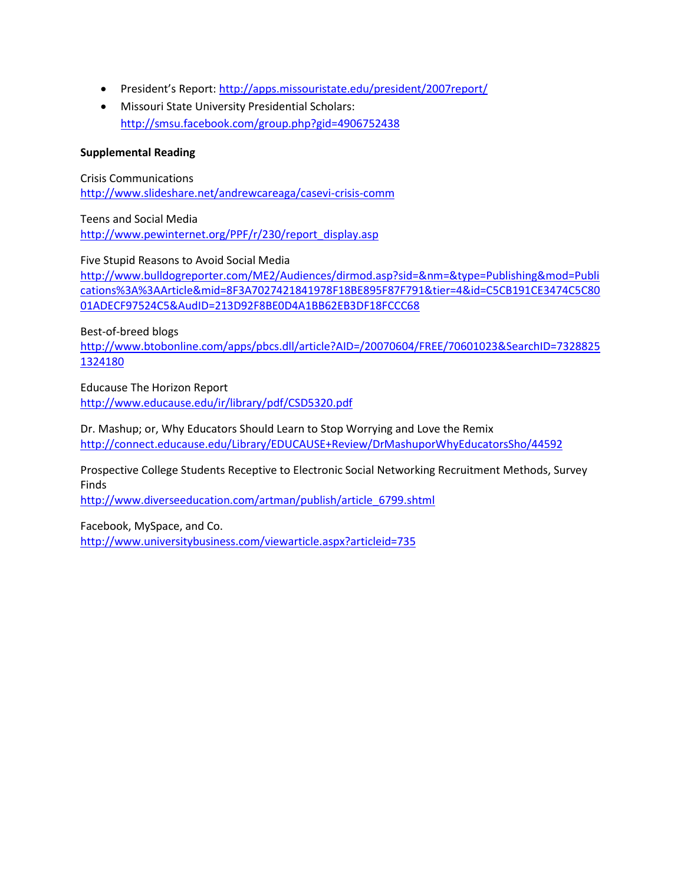- President's Report: http://apps.missouristate.edu/president/2007report/
- Missouri State University Presidential Scholars: http://smsu.facebook.com/group.php?gid=4906752438

**Supplemental Reading**

Crisis Communications
http://www.slideshare.net/andrewcareaga/casevi-crisis-comm

Teens and Social Media
http://www.pewinternet.org/PPF/r/230/report_display.asp

Five Stupid Reasons to Avoid Social Media
http://www.bulldogreporter.com/ME2/Audiences/dirmod.asp?sid=&nm=&type=Publishing&mod=Publications%3A%3AArticle&mid=8F3A7027421841978F18BE895F87F791&tier=4&id=C5CB191CE3474C5C8001ADECF97524C5&AudID=213D92F8BE0D4A1BB62EB3DF18FCCC68

Best-of-breed blogs
http://www.btobonline.com/apps/pbcs.dll/article?AID=/20070604/FREE/70601023&SearchID=73288251324180

Educause The Horizon Report
http://www.educause.edu/ir/library/pdf/CSD5320.pdf

Dr. Mashup; or, Why Educators Should Learn to Stop Worrying and Love the Remix
http://connect.educause.edu/Library/EDUCAUSE+Review/DrMashuporWhyEducatorsSho/44592

Prospective College Students Receptive to Electronic Social Networking Recruitment Methods, Survey Finds
http://www.diverseeducation.com/artman/publish/article_6799.shtml

Facebook, MySpace, and Co.
http://www.universitybusiness.com/viewarticle.aspx?articleid=735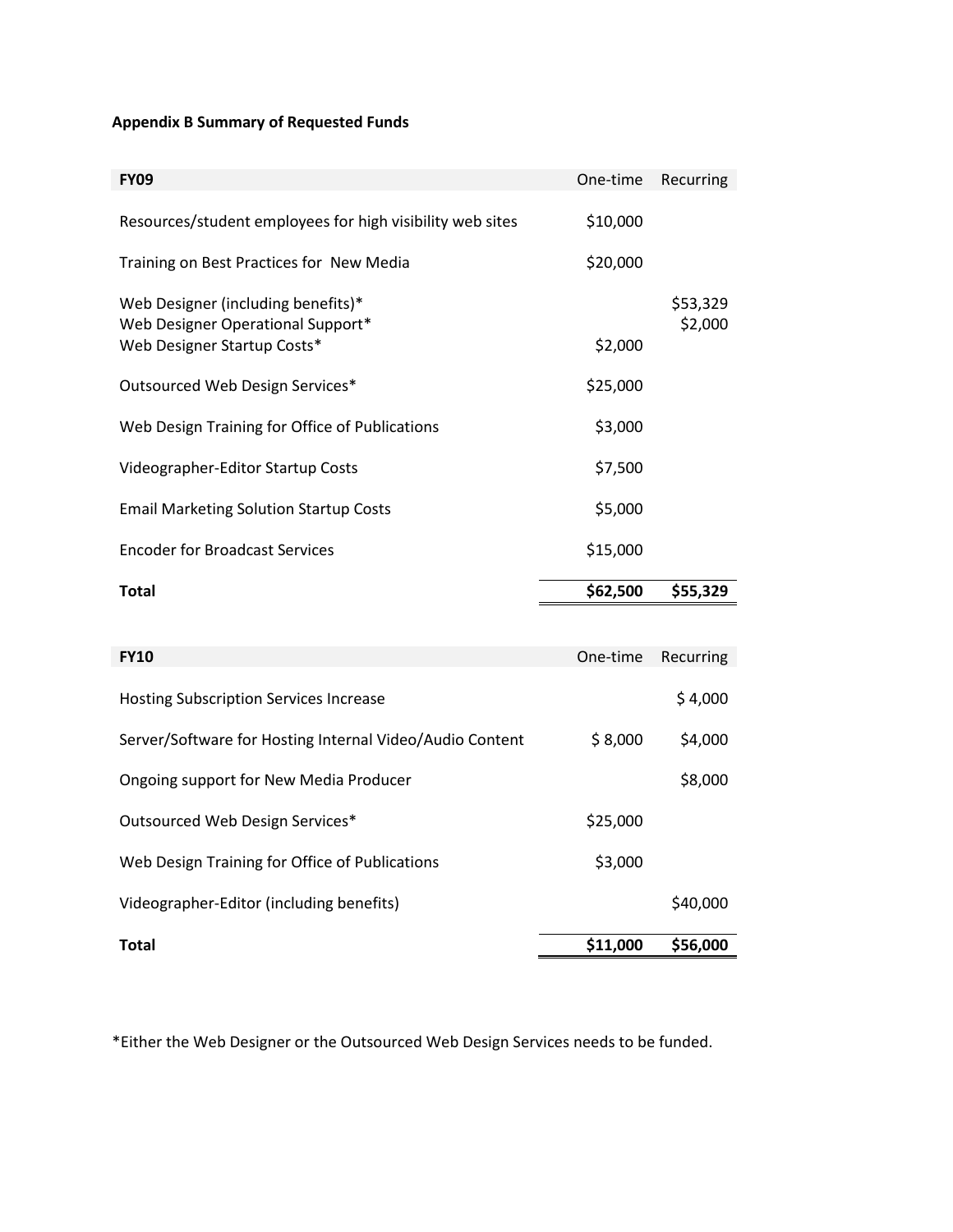**Appendix B Summary of Requested Funds**

| FY09 | One-time | Recurring |
|---|---|---|
| Resources/student employees for high visibility web sites | $10,000 | |
| Training on Best Practices for New Media | $20,000 | |
| Web Designer (including benefits)* | | $53,329 |
| Web Designer Operational Support* | | $2,000 |
| Web Designer Startup Costs* | $2,000 | |
| Outsourced Web Design Services* | $25,000 | |
| Web Design Training for Office of Publications | $3,000 | |
| Videographer-Editor Startup Costs | $7,500 | |
| Email Marketing Solution Startup Costs | $5,000 | |
| Encoder for Broadcast Services | $15,000 | |
| **Total** | **$62,500** | **$55,329** |

| FY10 | One-time | Recurring |
|---|---|---|
| Hosting Subscription Services Increase | | $ 4,000 |
| Server/Software for Hosting Internal Video/Audio Content | $ 8,000 | $4,000 |
| Ongoing support for New Media Producer | | $8,000 |
| Outsourced Web Design Services* | $25,000 | |
| Web Design Training for Office of Publications | $3,000 | |
| Videographer-Editor (including benefits) | | $40,000 |
| **Total** | **$11,000** | **$56,000** |

*Either the Web Designer or the Outsourced Web Design Services needs to be funded.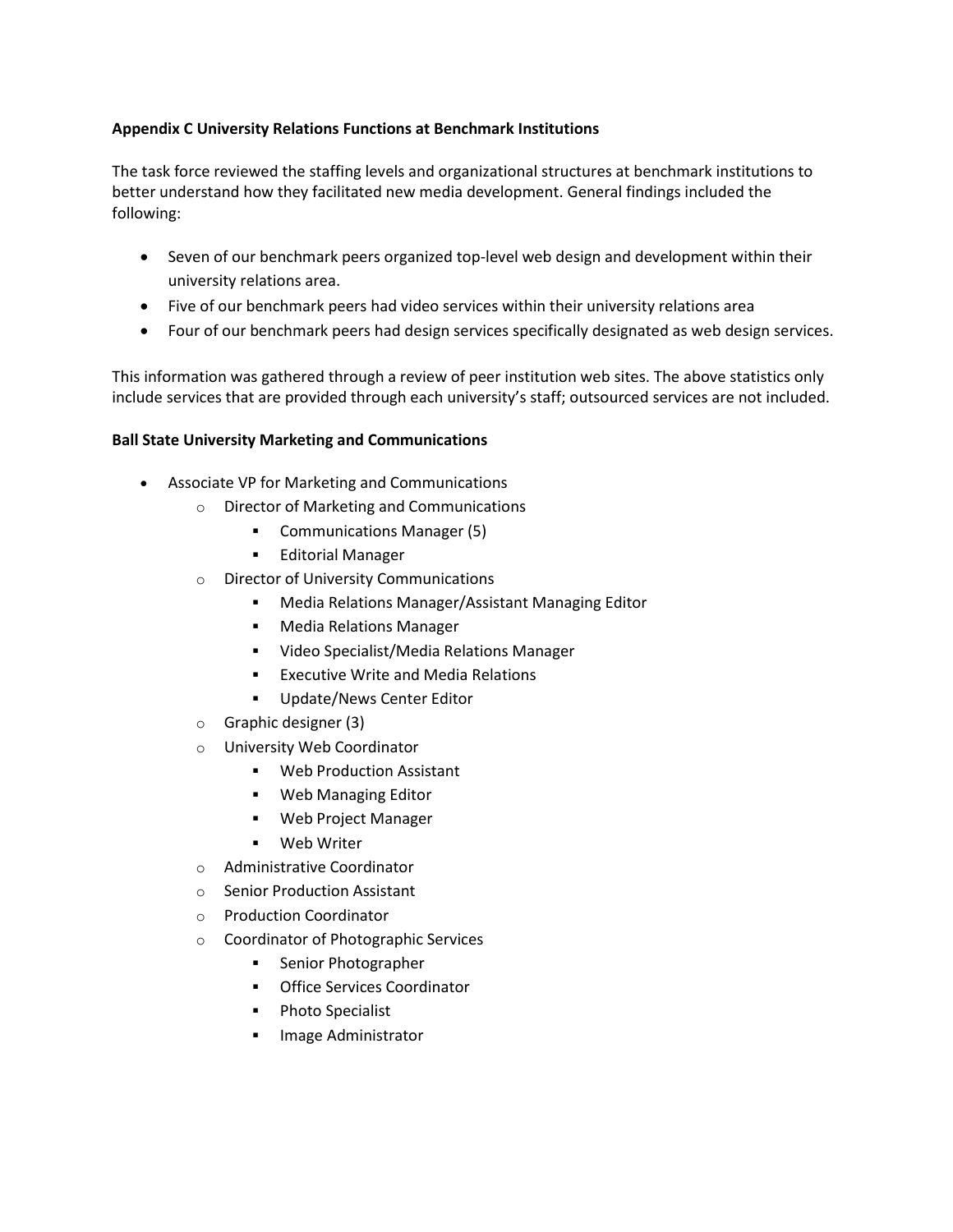**Appendix C University Relations Functions at Benchmark Institutions**

The task force reviewed the staffing levels and organizational structures at benchmark institutions to better understand how they facilitated new media development. General findings included the following:

- Seven of our benchmark peers organized top-level web design and development within their university relations area.
- Five of our benchmark peers had video services within their university relations area
- Four of our benchmark peers had design services specifically designated as web design services.

This information was gathered through a review of peer institution web sites. The above statistics only include services that are provided through each university's staff; outsourced services are not included.

**Ball State University Marketing and Communications**

- Associate VP for Marketing and Communications
  - Director of Marketing and Communications
    - Communications Manager (5)
    - Editorial Manager
  - Director of University Communications
    - Media Relations Manager/Assistant Managing Editor
    - Media Relations Manager
    - Video Specialist/Media Relations Manager
    - Executive Write and Media Relations
    - Update/News Center Editor
  - Graphic designer (3)
  - University Web Coordinator
    - Web Production Assistant
    - Web Managing Editor
    - Web Project Manager
    - Web Writer
  - Administrative Coordinator
  - Senior Production Assistant
  - Production Coordinator
  - Coordinator of Photographic Services
    - Senior Photographer
    - Office Services Coordinator
    - Photo Specialist
    - Image Administrator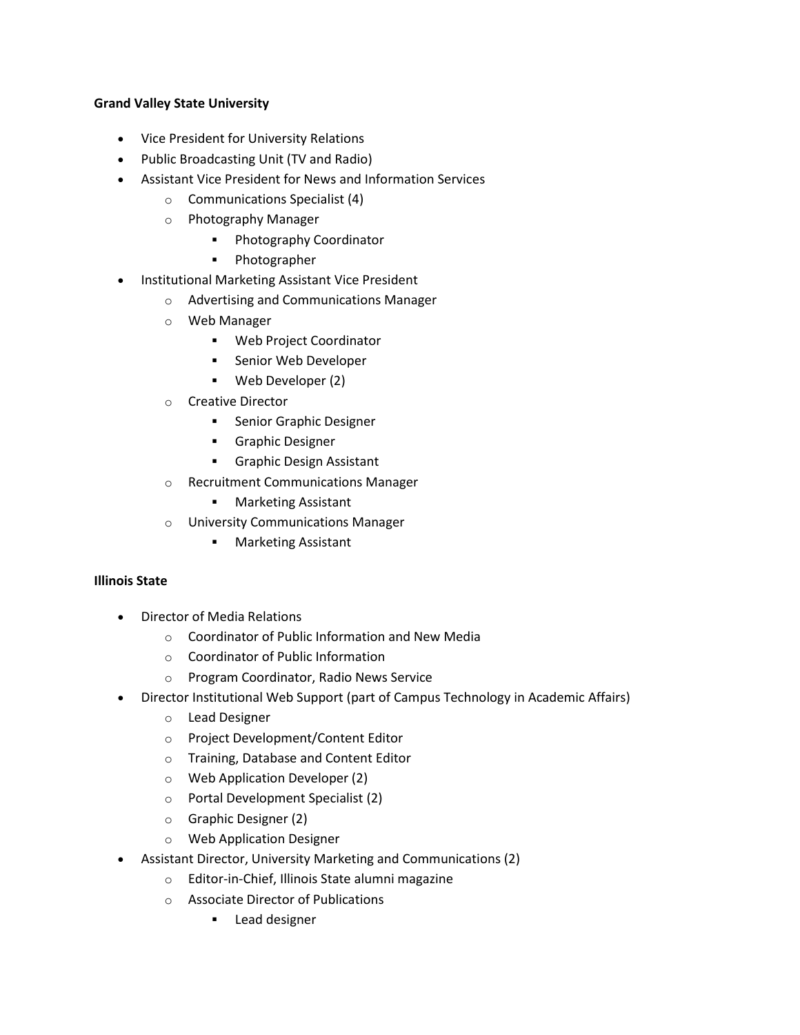**Grand Valley State University**

- Vice President for University Relations
- Public Broadcasting Unit (TV and Radio)
- Assistant Vice President for News and Information Services
    - Communications Specialist (4)
    - Photography Manager
        - Photography Coordinator
        - Photographer
- Institutional Marketing Assistant Vice President
    - Advertising and Communications Manager
    - Web Manager
        - Web Project Coordinator
        - Senior Web Developer
        - Web Developer (2)
    - Creative Director
        - Senior Graphic Designer
        - Graphic Designer
        - Graphic Design Assistant
    - Recruitment Communications Manager
        - Marketing Assistant
    - University Communications Manager
        - Marketing Assistant

**Illinois State**

- Director of Media Relations
    - Coordinator of Public Information and New Media
    - Coordinator of Public Information
    - Program Coordinator, Radio News Service
- Director Institutional Web Support (part of Campus Technology in Academic Affairs)
    - Lead Designer
    - Project Development/Content Editor
    - Training, Database and Content Editor
    - Web Application Developer (2)
    - Portal Development Specialist (2)
    - Graphic Designer (2)
    - Web Application Designer
- Assistant Director, University Marketing and Communications (2)
    - Editor-in-Chief, Illinois State alumni magazine
    - Associate Director of Publications
        - Lead designer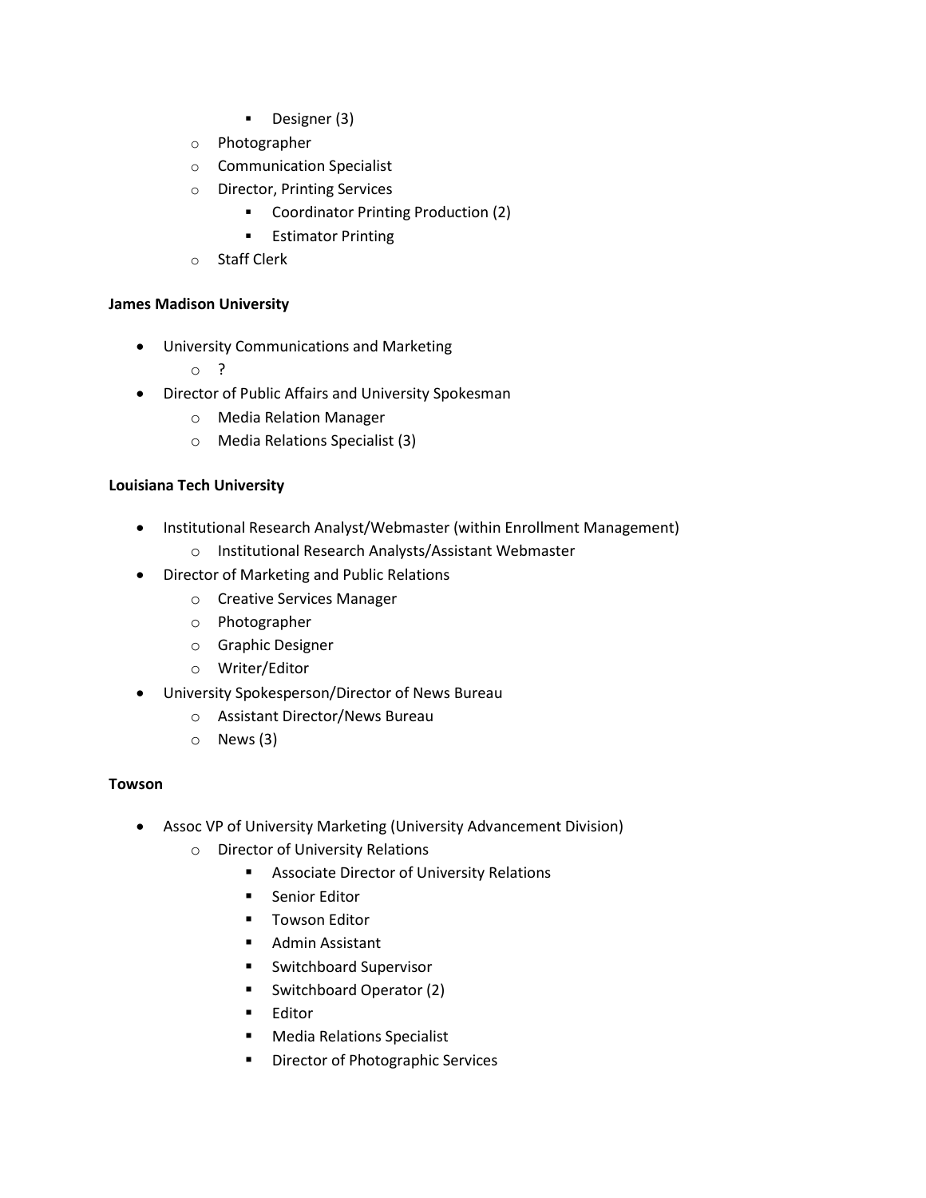- Designer (3)
    - Photographer
    - Communication Specialist
    - Director, Printing Services
        - Coordinator Printing Production (2)
        - Estimator Printing
    - Staff Clerk

**James Madison University**

- University Communications and Marketing
    - ?
- Director of Public Affairs and University Spokesman
    - Media Relation Manager
    - Media Relations Specialist (3)

**Louisiana Tech University**

- Institutional Research Analyst/Webmaster (within Enrollment Management)
    - Institutional Research Analysts/Assistant Webmaster
- Director of Marketing and Public Relations
    - Creative Services Manager
    - Photographer
    - Graphic Designer
    - Writer/Editor
- University Spokesperson/Director of News Bureau
    - Assistant Director/News Bureau
    - News (3)

**Towson**

- Assoc VP of University Marketing (University Advancement Division)
    - Director of University Relations
        - Associate Director of University Relations
        - Senior Editor
        - Towson Editor
        - Admin Assistant
        - Switchboard Supervisor
        - Switchboard Operator (2)
        - Editor
        - Media Relations Specialist
        - Director of Photographic Services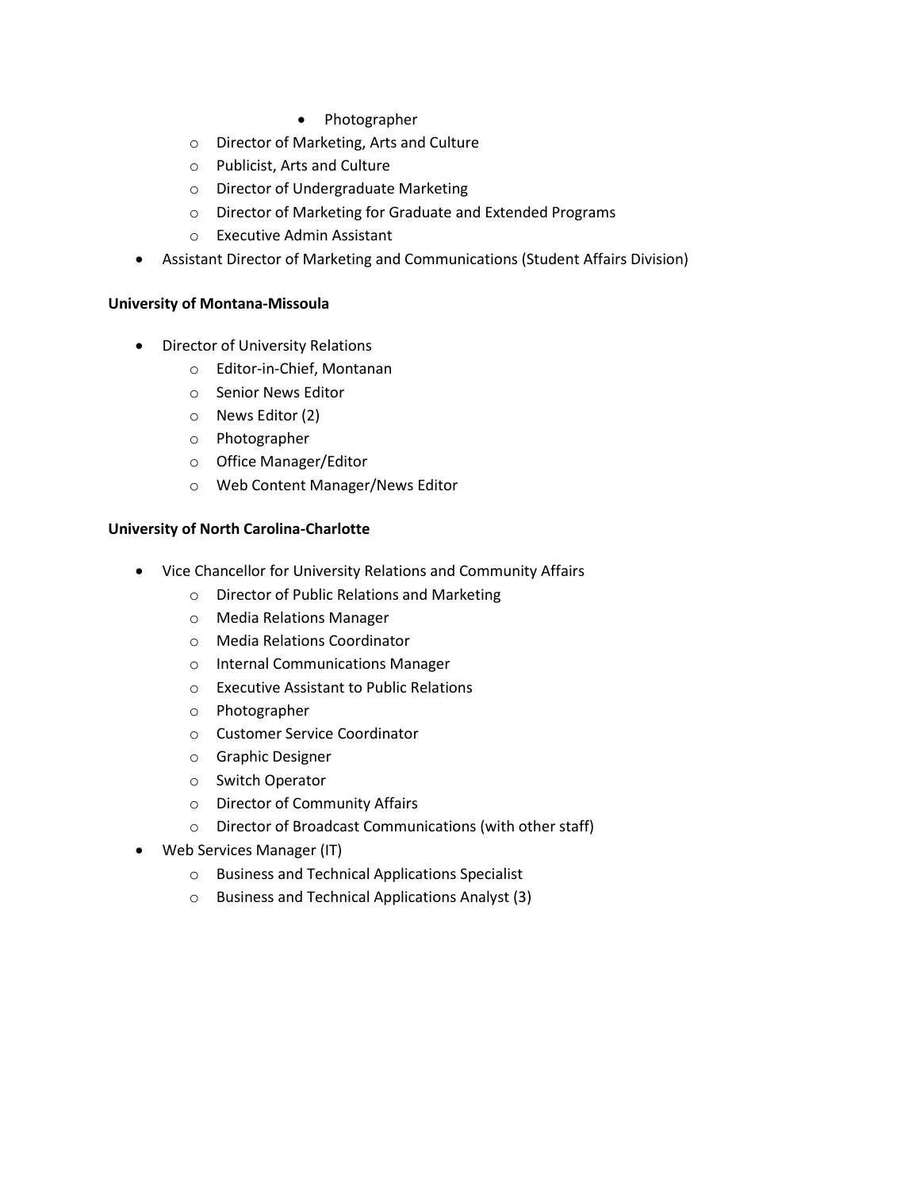- Photographer
    - Director of Marketing, Arts and Culture
    - Publicist, Arts and Culture
    - Director of Undergraduate Marketing
    - Director of Marketing for Graduate and Extended Programs
    - Executive Admin Assistant
- Assistant Director of Marketing and Communications (Student Affairs Division)

**University of Montana-Missoula**

- Director of University Relations
    - Editor-in-Chief, Montanan
    - Senior News Editor
    - News Editor (2)
    - Photographer
    - Office Manager/Editor
    - Web Content Manager/News Editor

**University of North Carolina-Charlotte**

- Vice Chancellor for University Relations and Community Affairs
    - Director of Public Relations and Marketing
    - Media Relations Manager
    - Media Relations Coordinator
    - Internal Communications Manager
    - Executive Assistant to Public Relations
    - Photographer
    - Customer Service Coordinator
    - Graphic Designer
    - Switch Operator
    - Director of Community Affairs
    - Director of Broadcast Communications (with other staff)
- Web Services Manager (IT)
    - Business and Technical Applications Specialist
    - Business and Technical Applications Analyst (3)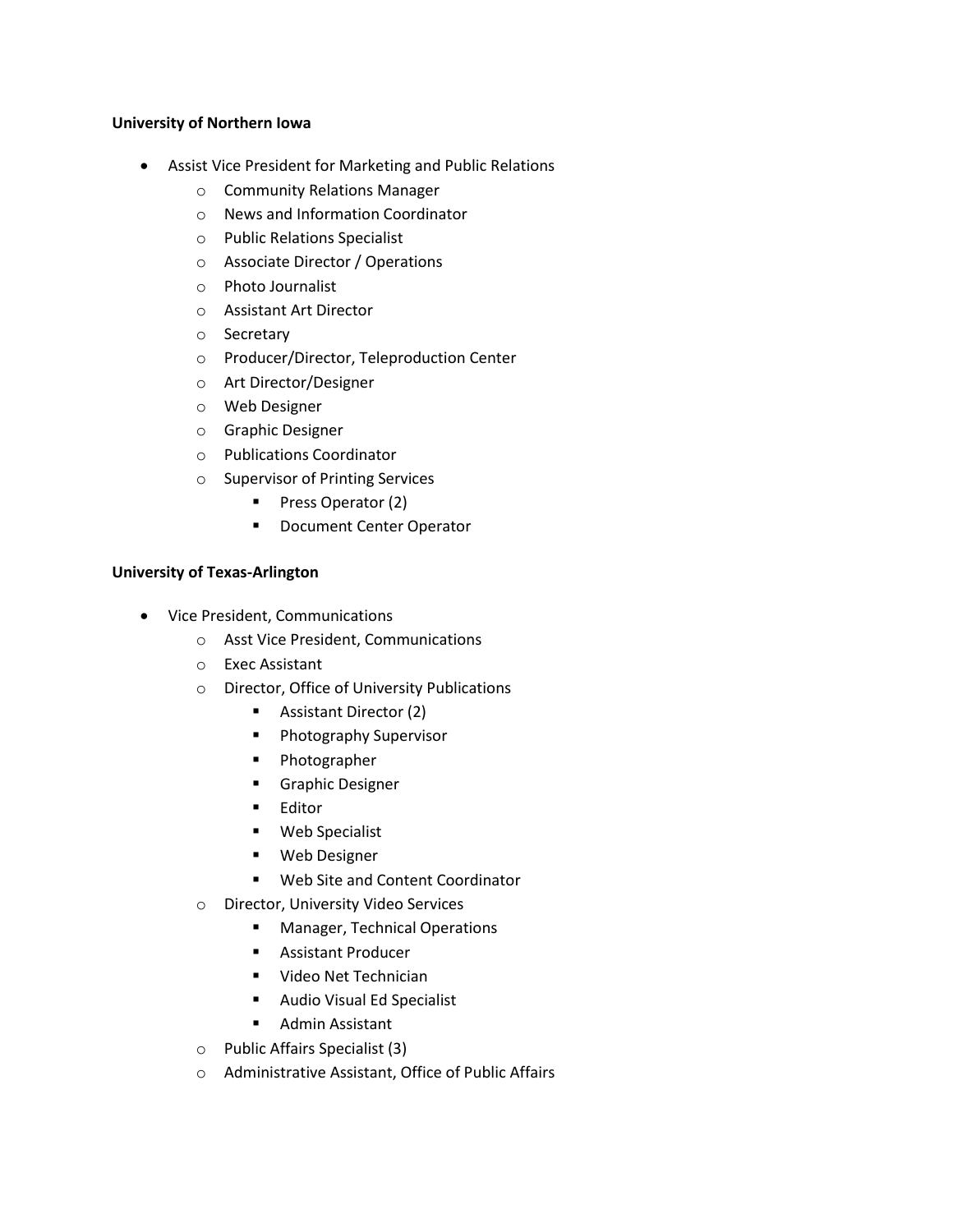**University of Northern Iowa**

- Assist Vice President for Marketing and Public Relations
    - Community Relations Manager
    - News and Information Coordinator
    - Public Relations Specialist
    - Associate Director / Operations
    - Photo Journalist
    - Assistant Art Director
    - Secretary
    - Producer/Director, Teleproduction Center
    - Art Director/Designer
    - Web Designer
    - Graphic Designer
    - Publications Coordinator
    - Supervisor of Printing Services
        - Press Operator (2)
        - Document Center Operator

**University of Texas-Arlington**

- Vice President, Communications
    - Asst Vice President, Communications
    - Exec Assistant
    - Director, Office of University Publications
        - Assistant Director (2)
        - Photography Supervisor
        - Photographer
        - Graphic Designer
        - Editor
        - Web Specialist
        - Web Designer
        - Web Site and Content Coordinator
    - Director, University Video Services
        - Manager, Technical Operations
        - Assistant Producer
        - Video Net Technician
        - Audio Visual Ed Specialist
        - Admin Assistant
    - Public Affairs Specialist (3)
    - Administrative Assistant, Office of Public Affairs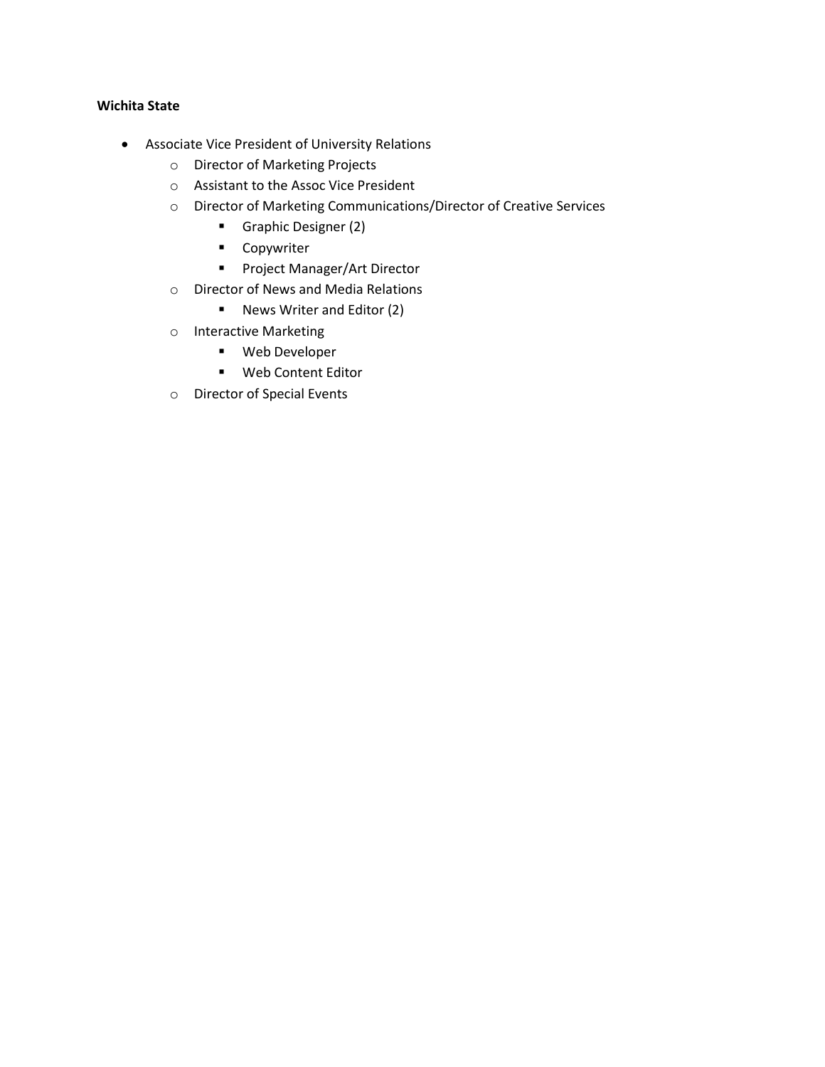**Wichita State**

- Associate Vice President of University Relations
  - Director of Marketing Projects
  - Assistant to the Assoc Vice President
  - Director of Marketing Communications/Director of Creative Services
    - Graphic Designer (2)
    - Copywriter
    - Project Manager/Art Director
  - Director of News and Media Relations
    - News Writer and Editor (2)
  - Interactive Marketing
    - Web Developer
    - Web Content Editor
  - Director of Special Events